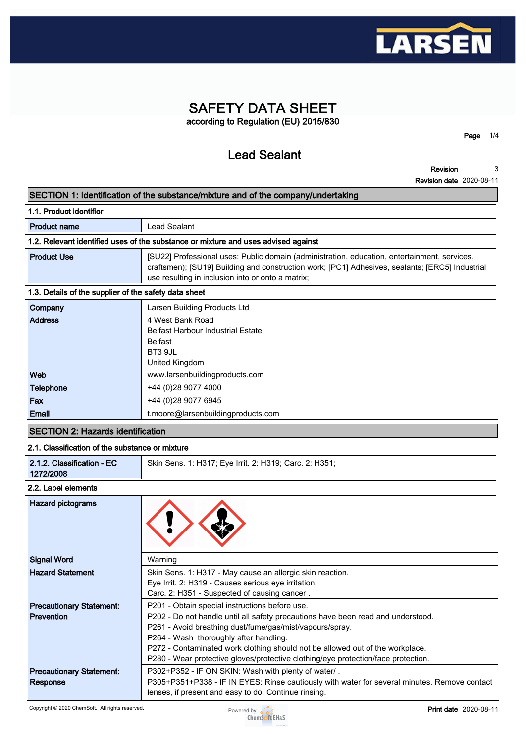# SAFETY DATA SHEET

according to Regulation (EU) 2015/830

## Lead Sealant

**Revision** 3
**Revision date** 2020-08-11

## SECTION 1: Identification of the substance/mixture and of the company/undertaking

### 1.1. Product identifier

| | |
|---|---|
| **Product name** | Lead Sealant |

### 1.2. Relevant identified uses of the substance or mixture and uses advised against

| | |
|---|---|
| **Product Use** | [SU22] Professional uses: Public domain (administration, education, entertainment, services, craftsmen); [SU19] Building and construction work; [PC1] Adhesives, sealants; [ERC5] Industrial use resulting in inclusion into or onto a matrix; |

### 1.3. Details of the supplier of the safety data sheet

| | |
|---|---|
| **Company** | Larsen Building Products Ltd |
| **Address** | 4 West Bank Road<br>Belfast Harbour Industrial Estate<br>Belfast<br>BT3 9JL<br>United Kingdom |
| **Web** | www.larsenbuildingproducts.com |
| **Telephone** | +44 (0)28 9077 4000 |
| **Fax** | +44 (0)28 9077 6945 |
| **Email** | t.moore@larsenbuildingproducts.com |

## SECTION 2: Hazards identification

### 2.1. Classification of the substance or mixture

| | |
|---|---|
| **2.1.2. Classification - EC 1272/2008** | Skin Sens. 1: H317; Eye Irrit. 2: H319; Carc. 2: H351; |

### 2.2. Label elements

| | |
|---|---|
| **Hazard pictograms** | |
| **Signal Word** | Warning |
| **Hazard Statement** | Skin Sens. 1: H317 - May cause an allergic skin reaction.<br>Eye Irrit. 2: H319 - Causes serious eye irritation.<br>Carc. 2: H351 - Suspected of causing cancer . |
| **Precautionary Statement: Prevention** | P201 - Obtain special instructions before use.<br>P202 - Do not handle until all safety precautions have been read and understood.<br>P261 - Avoid breathing dust/fume/gas/mist/vapours/spray.<br>P264 - Wash thoroughly after handling.<br>P272 - Contaminated work clothing should not be allowed out of the workplace.<br>P280 - Wear protective gloves/protective clothing/eye protection/face protection. |
| **Precautionary Statement: Response** | P302+P352 - IF ON SKIN: Wash with plenty of water/ .<br>P305+P351+P338 - IF IN EYES: Rinse cautiously with water for several minutes. Remove contact lenses, if present and easy to do. Continue rinsing. |

Copyright © 2020 ChemSoft. All rights reserved.

**Print date** 2020-08-11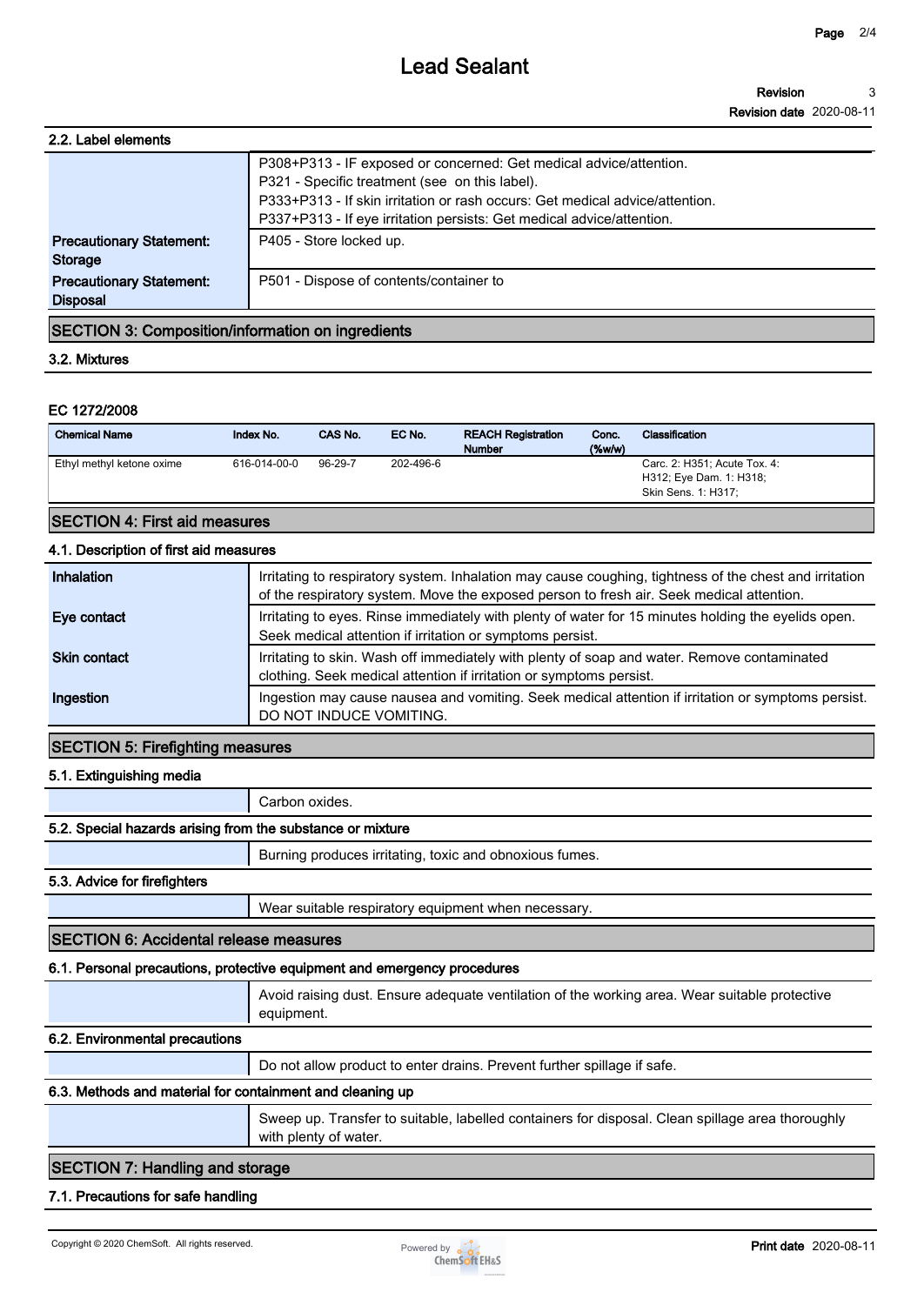# Lead Sealant

**Revision** 3
**Revision date** 2020-08-11

### 2.2. Label elements

| | |
|---|---|
| | P308+P313 - IF exposed or concerned: Get medical advice/attention.<br>P321 - Specific treatment (see  on this label).<br>P333+P313 - If skin irritation or rash occurs: Get medical advice/attention.<br>P337+P313 - If eye irritation persists: Get medical advice/attention. |
| **Precautionary Statement: Storage** | P405 - Store locked up. |
| **Precautionary Statement: Disposal** | P501 - Dispose of contents/container to |

## SECTION 3: Composition/information on ingredients

### 3.2. Mixtures

**EC 1272/2008**

| Chemical Name | Index No. | CAS No. | EC No. | REACH Registration Number | Conc. (%w/w) | Classification |
|---|---|---|---|---|---|---|
| Ethyl methyl ketone oxime | 616-014-00-0 | 96-29-7 | 202-496-6 | | | Carc. 2: H351; Acute Tox. 4: H312; Eye Dam. 1: H318; Skin Sens. 1: H317; |

## SECTION 4: First aid measures

### 4.1. Description of first aid measures

| | |
|---|---|
| **Inhalation** | Irritating to respiratory system. Inhalation may cause coughing, tightness of the chest and irritation of the respiratory system. Move the exposed person to fresh air. Seek medical attention. |
| **Eye contact** | Irritating to eyes. Rinse immediately with plenty of water for 15 minutes holding the eyelids open. Seek medical attention if irritation or symptoms persist. |
| **Skin contact** | Irritating to skin. Wash off immediately with plenty of soap and water. Remove contaminated clothing. Seek medical attention if irritation or symptoms persist. |
| **Ingestion** | Ingestion may cause nausea and vomiting. Seek medical attention if irritation or symptoms persist. DO NOT INDUCE VOMITING. |

## SECTION 5: Firefighting measures

### 5.1. Extinguishing media

Carbon oxides.

### 5.2. Special hazards arising from the substance or mixture

Burning produces irritating, toxic and obnoxious fumes.

### 5.3. Advice for firefighters

Wear suitable respiratory equipment when necessary.

## SECTION 6: Accidental release measures

### 6.1. Personal precautions, protective equipment and emergency procedures

Avoid raising dust. Ensure adequate ventilation of the working area. Wear suitable protective equipment.

### 6.2. Environmental precautions

Do not allow product to enter drains. Prevent further spillage if safe.

### 6.3. Methods and material for containment and cleaning up

Sweep up. Transfer to suitable, labelled containers for disposal. Clean spillage area thoroughly with plenty of water.

## SECTION 7: Handling and storage

### 7.1. Precautions for safe handling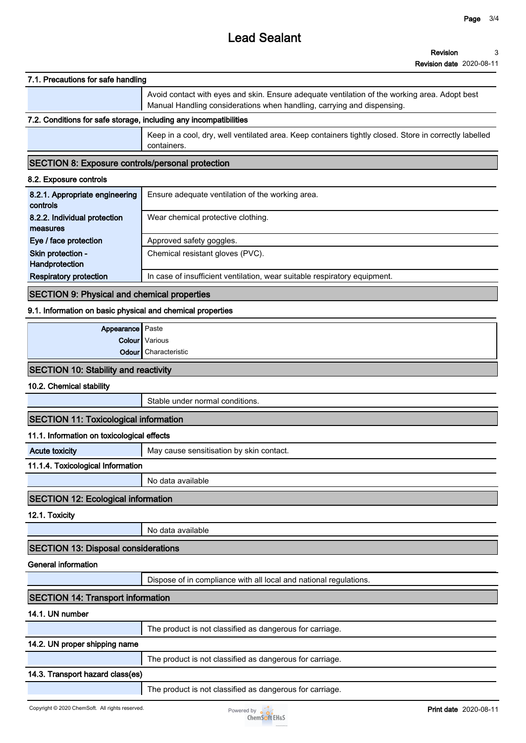### 7.1. Precautions for safe handling

| | |
|---|---|
| | Avoid contact with eyes and skin. Ensure adequate ventilation of the working area. Adopt best Manual Handling considerations when handling, carrying and dispensing. |

### 7.2. Conditions for safe storage, including any incompatibilities

| | |
|---|---|
| | Keep in a cool, dry, well ventilated area. Keep containers tightly closed. Store in correctly labelled containers. |

## SECTION 8: Exposure controls/personal protection

### 8.2. Exposure controls

| | |
|---|---|
| **8.2.1. Appropriate engineering controls** | Ensure adequate ventilation of the working area. |
| **8.2.2. Individual protection measures** | Wear chemical protective clothing. |
| **Eye / face protection** | Approved safety goggles. |
| **Skin protection - Handprotection** | Chemical resistant gloves (PVC). |
| **Respiratory protection** | In case of insufficient ventilation, wear suitable respiratory equipment. |

## SECTION 9: Physical and chemical properties

### 9.1. Information on basic physical and chemical properties

| | |
|---|---|
| **Appearance** | Paste |
| **Colour** | Various |
| **Odour** | Characteristic |

## SECTION 10: Stability and reactivity

### 10.2. Chemical stability

| | |
|---|---|
| | Stable under normal conditions. |

## SECTION 11: Toxicological information

### 11.1. Information on toxicological effects

| | |
|---|---|
| **Acute toxicity** | May cause sensitisation by skin contact. |

### 11.1.4. Toxicological Information

| | |
|---|---|
| | No data available |

## SECTION 12: Ecological information

### 12.1. Toxicity

| | |
|---|---|
| | No data available |

## SECTION 13: Disposal considerations

### General information

| | |
|---|---|
| | Dispose of in compliance with all local and national regulations. |

## SECTION 14: Transport information

### 14.1. UN number

| | |
|---|---|
| | The product is not classified as dangerous for carriage. |

### 14.2. UN proper shipping name

| | |
|---|---|
| | The product is not classified as dangerous for carriage. |

### 14.3. Transport hazard class(es)

| | |
|---|---|
| | The product is not classified as dangerous for carriage. |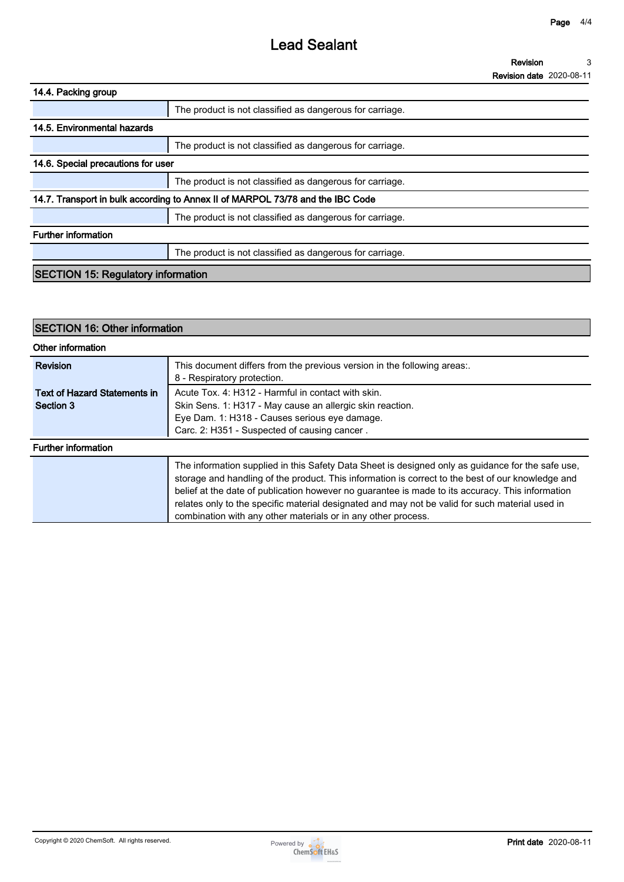#### 14.4. Packing group

| | |
|---|---|
| | The product is not classified as dangerous for carriage. |

#### 14.5. Environmental hazards

| | |
|---|---|
| | The product is not classified as dangerous for carriage. |

#### 14.6. Special precautions for user

| | |
|---|---|
| | The product is not classified as dangerous for carriage. |

#### 14.7. Transport in bulk according to Annex II of MARPOL 73/78 and the IBC Code

| | |
|---|---|
| | The product is not classified as dangerous for carriage. |

#### Further information

| | |
|---|---|
| | The product is not classified as dangerous for carriage. |

## SECTION 15: Regulatory information

## SECTION 16: Other information

#### Other information

| | |
|---|---|
| **Revision** | This document differs from the previous version in the following areas:.<br>8 - Respiratory protection. |
| **Text of Hazard Statements in Section 3** | Acute Tox. 4: H312 - Harmful in contact with skin.<br>Skin Sens. 1: H317 - May cause an allergic skin reaction.<br>Eye Dam. 1: H318 - Causes serious eye damage.<br>Carc. 2: H351 - Suspected of causing cancer . |

#### Further information

| | |
|---|---|
| | The information supplied in this Safety Data Sheet is designed only as guidance for the safe use, storage and handling of the product. This information is correct to the best of our knowledge and belief at the date of publication however no guarantee is made to its accuracy. This information relates only to the specific material designated and may not be valid for such material used in combination with any other materials or in any other process. |